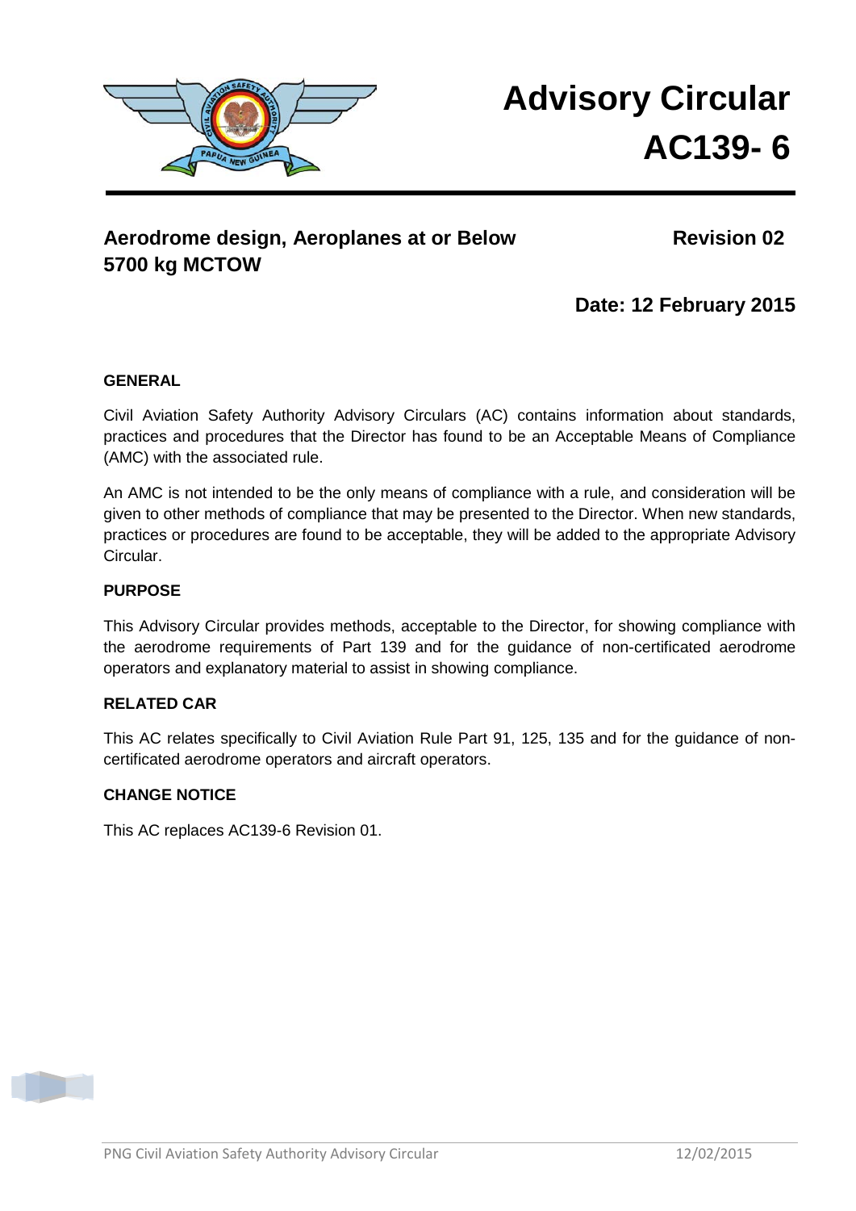# Advisory Circular
# AC139- 6

## Aerodrome design, Aeroplanes at or Below 5700 kg MCTOW

**Revision 02**

**Date: 12 February 2015**

### GENERAL

Civil Aviation Safety Authority Advisory Circulars (AC) contains information about standards, practices and procedures that the Director has found to be an Acceptable Means of Compliance (AMC) with the associated rule.

An AMC is not intended to be the only means of compliance with a rule, and consideration will be given to other methods of compliance that may be presented to the Director. When new standards, practices or procedures are found to be acceptable, they will be added to the appropriate Advisory Circular.

### PURPOSE

This Advisory Circular provides methods, acceptable to the Director, for showing compliance with the aerodrome requirements of Part 139 and for the guidance of non-certificated aerodrome operators and explanatory material to assist in showing compliance.

### RELATED CAR

This AC relates specifically to Civil Aviation Rule Part 91, 125, 135 and for the guidance of non-certificated aerodrome operators and aircraft operators.

### CHANGE NOTICE

This AC replaces AC139-6 Revision 01.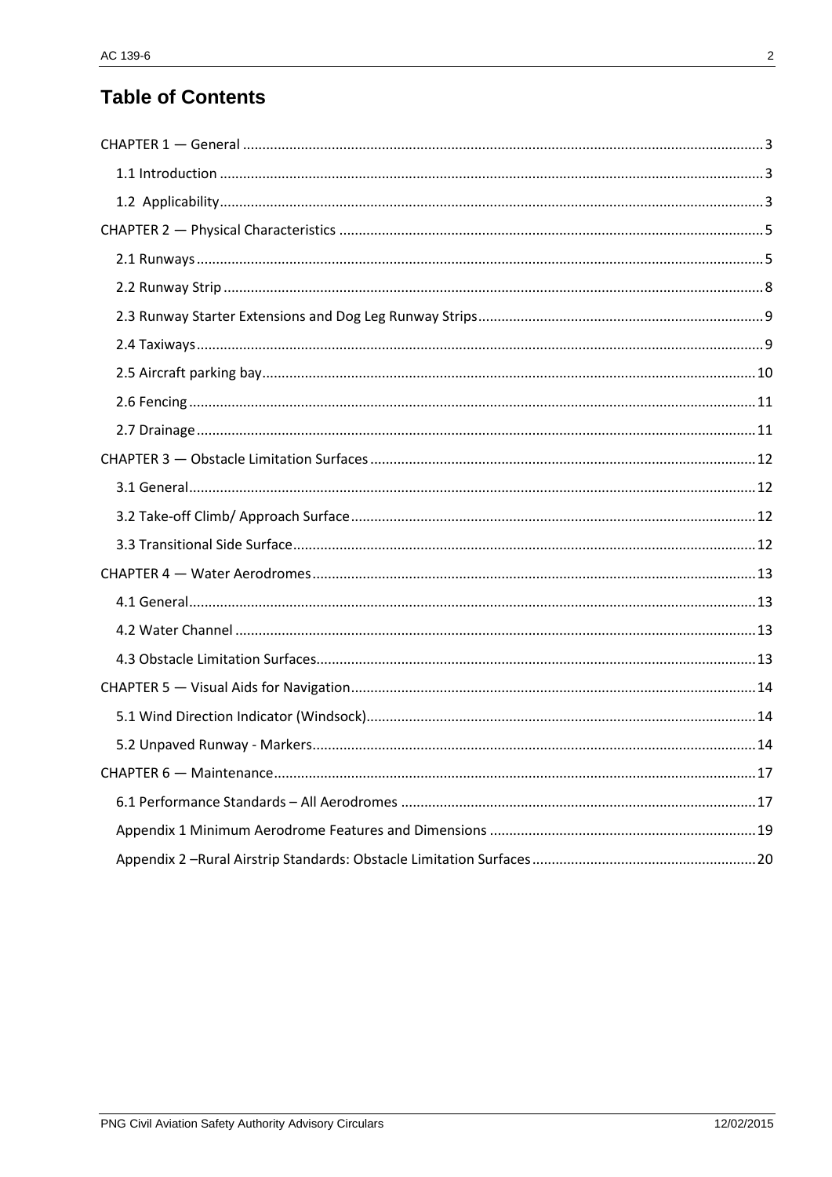# Table of Contents

CHAPTER 1 — General ..... 3

- 1.1 Introduction ..... 3
- 1.2 Applicability ..... 3

CHAPTER 2 — Physical Characteristics ..... 5

- 2.1 Runways ..... 5
- 2.2 Runway Strip ..... 8
- 2.3 Runway Starter Extensions and Dog Leg Runway Strips ..... 9
- 2.4 Taxiways ..... 9
- 2.5 Aircraft parking bay ..... 10
- 2.6 Fencing ..... 11
- 2.7 Drainage ..... 11

CHAPTER 3 — Obstacle Limitation Surfaces ..... 12

- 3.1 General ..... 12
- 3.2 Take-off Climb/ Approach Surface ..... 12
- 3.3 Transitional Side Surface ..... 12

CHAPTER 4 — Water Aerodromes ..... 13

- 4.1 General ..... 13
- 4.2 Water Channel ..... 13
- 4.3 Obstacle Limitation Surfaces ..... 13

CHAPTER 5 — Visual Aids for Navigation ..... 14

- 5.1 Wind Direction Indicator (Windsock) ..... 14
- 5.2 Unpaved Runway - Markers ..... 14

CHAPTER 6 — Maintenance ..... 17

- 6.1 Performance Standards – All Aerodromes ..... 17
- Appendix 1 Minimum Aerodrome Features and Dimensions ..... 19
- Appendix 2 –Rural Airstrip Standards: Obstacle Limitation Surfaces ..... 20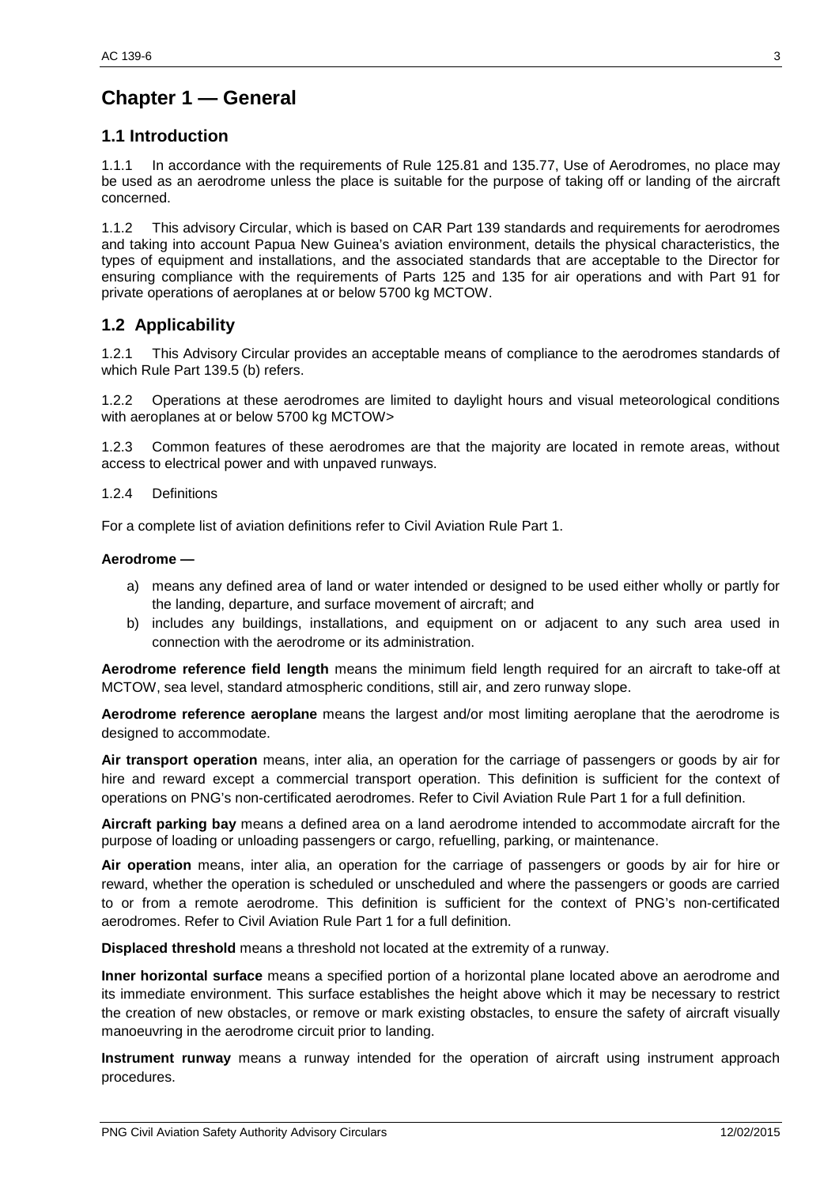# Chapter 1 — General

## 1.1 Introduction

1.1.1 In accordance with the requirements of Rule 125.81 and 135.77, Use of Aerodromes, no place may be used as an aerodrome unless the place is suitable for the purpose of taking off or landing of the aircraft concerned.

1.1.2 This advisory Circular, which is based on CAR Part 139 standards and requirements for aerodromes and taking into account Papua New Guinea's aviation environment, details the physical characteristics, the types of equipment and installations, and the associated standards that are acceptable to the Director for ensuring compliance with the requirements of Parts 125 and 135 for air operations and with Part 91 for private operations of aeroplanes at or below 5700 kg MCTOW.

## 1.2 Applicability

1.2.1 This Advisory Circular provides an acceptable means of compliance to the aerodromes standards of which Rule Part 139.5 (b) refers.

1.2.2 Operations at these aerodromes are limited to daylight hours and visual meteorological conditions with aeroplanes at or below 5700 kg MCTOW>

1.2.3 Common features of these aerodromes are that the majority are located in remote areas, without access to electrical power and with unpaved runways.

1.2.4 Definitions

For a complete list of aviation definitions refer to Civil Aviation Rule Part 1.

**Aerodrome —**

a) means any defined area of land or water intended or designed to be used either wholly or partly for the landing, departure, and surface movement of aircraft; and
b) includes any buildings, installations, and equipment on or adjacent to any such area used in connection with the aerodrome or its administration.

**Aerodrome reference field length** means the minimum field length required for an aircraft to take-off at MCTOW, sea level, standard atmospheric conditions, still air, and zero runway slope.

**Aerodrome reference aeroplane** means the largest and/or most limiting aeroplane that the aerodrome is designed to accommodate.

**Air transport operation** means, inter alia, an operation for the carriage of passengers or goods by air for hire and reward except a commercial transport operation. This definition is sufficient for the context of operations on PNG's non-certificated aerodromes. Refer to Civil Aviation Rule Part 1 for a full definition.

**Aircraft parking bay** means a defined area on a land aerodrome intended to accommodate aircraft for the purpose of loading or unloading passengers or cargo, refuelling, parking, or maintenance.

**Air operation** means, inter alia, an operation for the carriage of passengers or goods by air for hire or reward, whether the operation is scheduled or unscheduled and where the passengers or goods are carried to or from a remote aerodrome. This definition is sufficient for the context of PNG's non-certificated aerodromes. Refer to Civil Aviation Rule Part 1 for a full definition.

**Displaced threshold** means a threshold not located at the extremity of a runway.

**Inner horizontal surface** means a specified portion of a horizontal plane located above an aerodrome and its immediate environment. This surface establishes the height above which it may be necessary to restrict the creation of new obstacles, or remove or mark existing obstacles, to ensure the safety of aircraft visually manoeuvring in the aerodrome circuit prior to landing.

**Instrument runway** means a runway intended for the operation of aircraft using instrument approach procedures.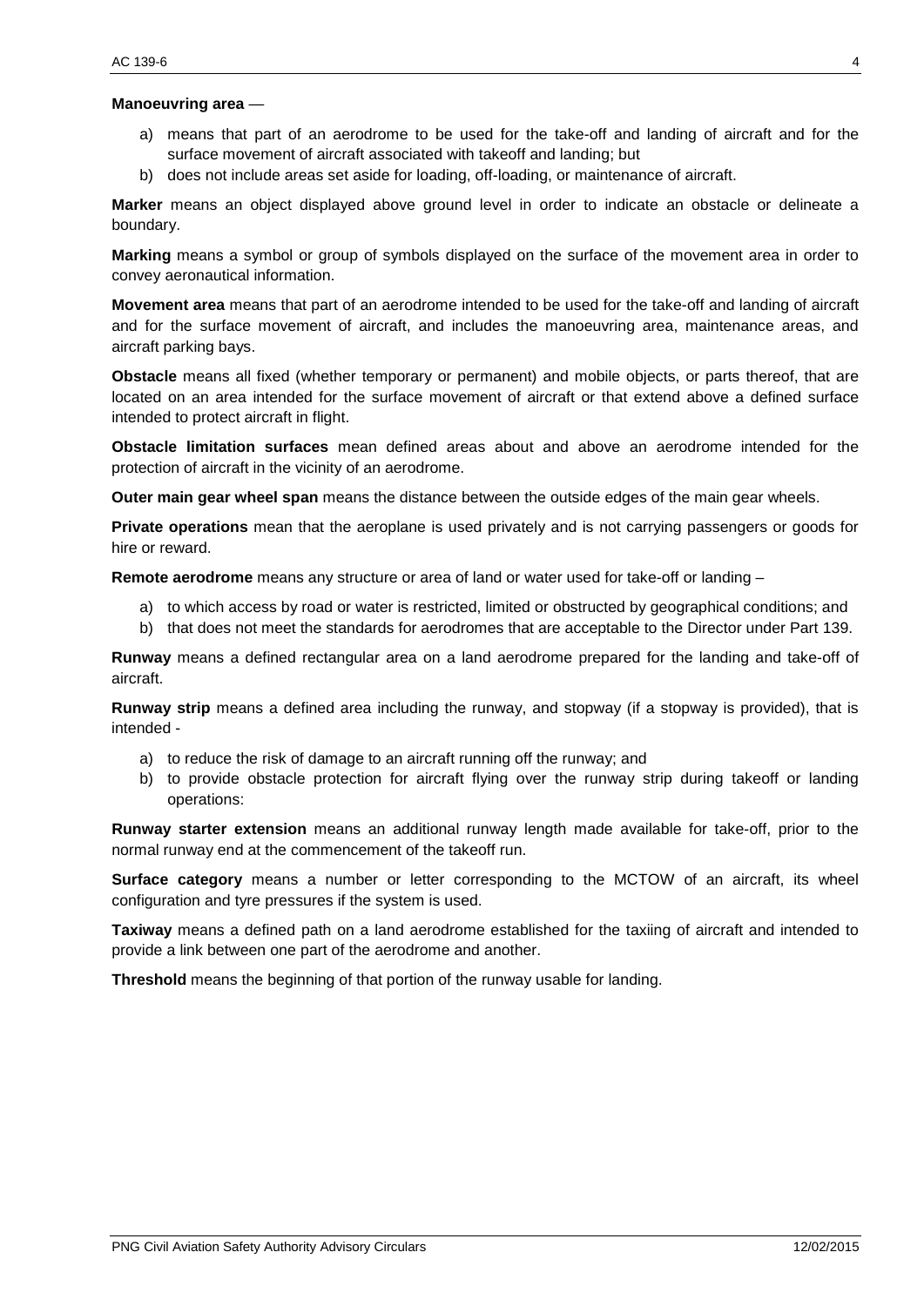**Manoeuvring area** —

a) means that part of an aerodrome to be used for the take-off and landing of aircraft and for the surface movement of aircraft associated with takeoff and landing; but
b) does not include areas set aside for loading, off-loading, or maintenance of aircraft.

**Marker** means an object displayed above ground level in order to indicate an obstacle or delineate a boundary.

**Marking** means a symbol or group of symbols displayed on the surface of the movement area in order to convey aeronautical information.

**Movement area** means that part of an aerodrome intended to be used for the take-off and landing of aircraft and for the surface movement of aircraft, and includes the manoeuvring area, maintenance areas, and aircraft parking bays.

**Obstacle** means all fixed (whether temporary or permanent) and mobile objects, or parts thereof, that are located on an area intended for the surface movement of aircraft or that extend above a defined surface intended to protect aircraft in flight.

**Obstacle limitation surfaces** mean defined areas about and above an aerodrome intended for the protection of aircraft in the vicinity of an aerodrome.

**Outer main gear wheel span** means the distance between the outside edges of the main gear wheels.

**Private operations** mean that the aeroplane is used privately and is not carrying passengers or goods for hire or reward.

**Remote aerodrome** means any structure or area of land or water used for take-off or landing –

a) to which access by road or water is restricted, limited or obstructed by geographical conditions; and
b) that does not meet the standards for aerodromes that are acceptable to the Director under Part 139.

**Runway** means a defined rectangular area on a land aerodrome prepared for the landing and take-off of aircraft.

**Runway strip** means a defined area including the runway, and stopway (if a stopway is provided), that is intended -

a) to reduce the risk of damage to an aircraft running off the runway; and
b) to provide obstacle protection for aircraft flying over the runway strip during takeoff or landing operations:

**Runway starter extension** means an additional runway length made available for take-off, prior to the normal runway end at the commencement of the takeoff run.

**Surface category** means a number or letter corresponding to the MCTOW of an aircraft, its wheel configuration and tyre pressures if the system is used.

**Taxiway** means a defined path on a land aerodrome established for the taxiing of aircraft and intended to provide a link between one part of the aerodrome and another.

**Threshold** means the beginning of that portion of the runway usable for landing.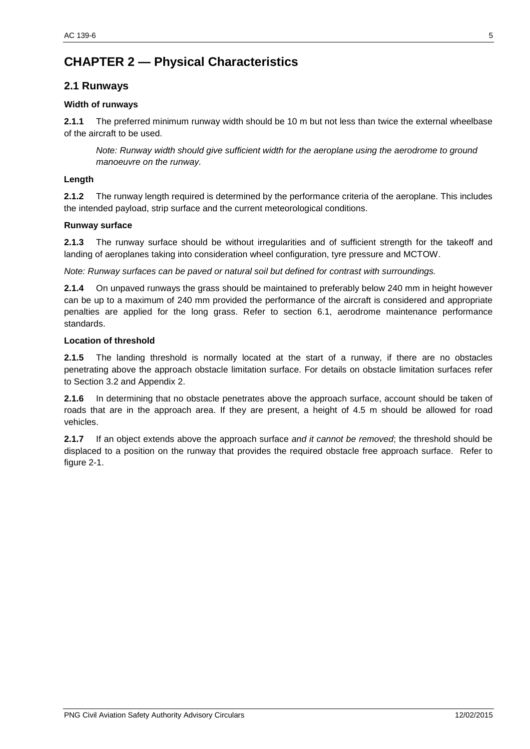# CHAPTER 2 — Physical Characteristics

## 2.1 Runways

### Width of runways

**2.1.1** The preferred minimum runway width should be 10 m but not less than twice the external wheelbase of the aircraft to be used.

> *Note: Runway width should give sufficient width for the aeroplane using the aerodrome to ground manoeuvre on the runway.*

### Length

**2.1.2** The runway length required is determined by the performance criteria of the aeroplane. This includes the intended payload, strip surface and the current meteorological conditions.

### Runway surface

**2.1.3** The runway surface should be without irregularities and of sufficient strength for the takeoff and landing of aeroplanes taking into consideration wheel configuration, tyre pressure and MCTOW.

*Note: Runway surfaces can be paved or natural soil but defined for contrast with surroundings.*

**2.1.4** On unpaved runways the grass should be maintained to preferably below 240 mm in height however can be up to a maximum of 240 mm provided the performance of the aircraft is considered and appropriate penalties are applied for the long grass. Refer to section 6.1, aerodrome maintenance performance standards.

### Location of threshold

**2.1.5** The landing threshold is normally located at the start of a runway, if there are no obstacles penetrating above the approach obstacle limitation surface. For details on obstacle limitation surfaces refer to Section 3.2 and Appendix 2.

**2.1.6** In determining that no obstacle penetrates above the approach surface, account should be taken of roads that are in the approach area. If they are present, a height of 4.5 m should be allowed for road vehicles.

**2.1.7** If an object extends above the approach surface *and it cannot be removed*; the threshold should be displaced to a position on the runway that provides the required obstacle free approach surface. Refer to figure 2-1.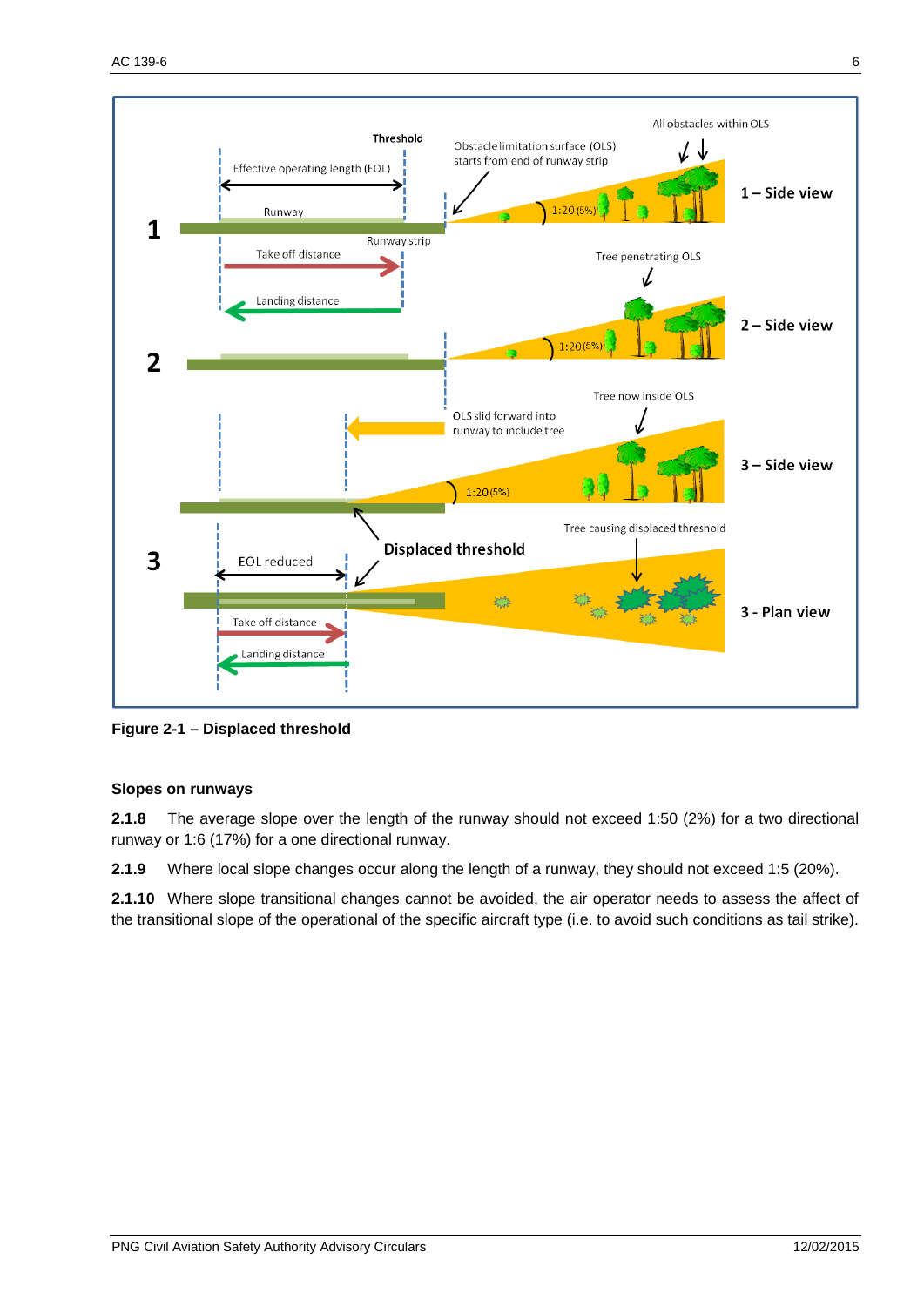**Figure 2-1 – Displaced threshold**

### Slopes on runways

**2.1.8** The average slope over the length of the runway should not exceed 1:50 (2%) for a two directional runway or 1:6 (17%) for a one directional runway.

**2.1.9** Where local slope changes occur along the length of a runway, they should not exceed 1:5 (20%).

**2.1.10** Where slope transitional changes cannot be avoided, the air operator needs to assess the affect of the transitional slope of the operational of the specific aircraft type (i.e. to avoid such conditions as tail strike).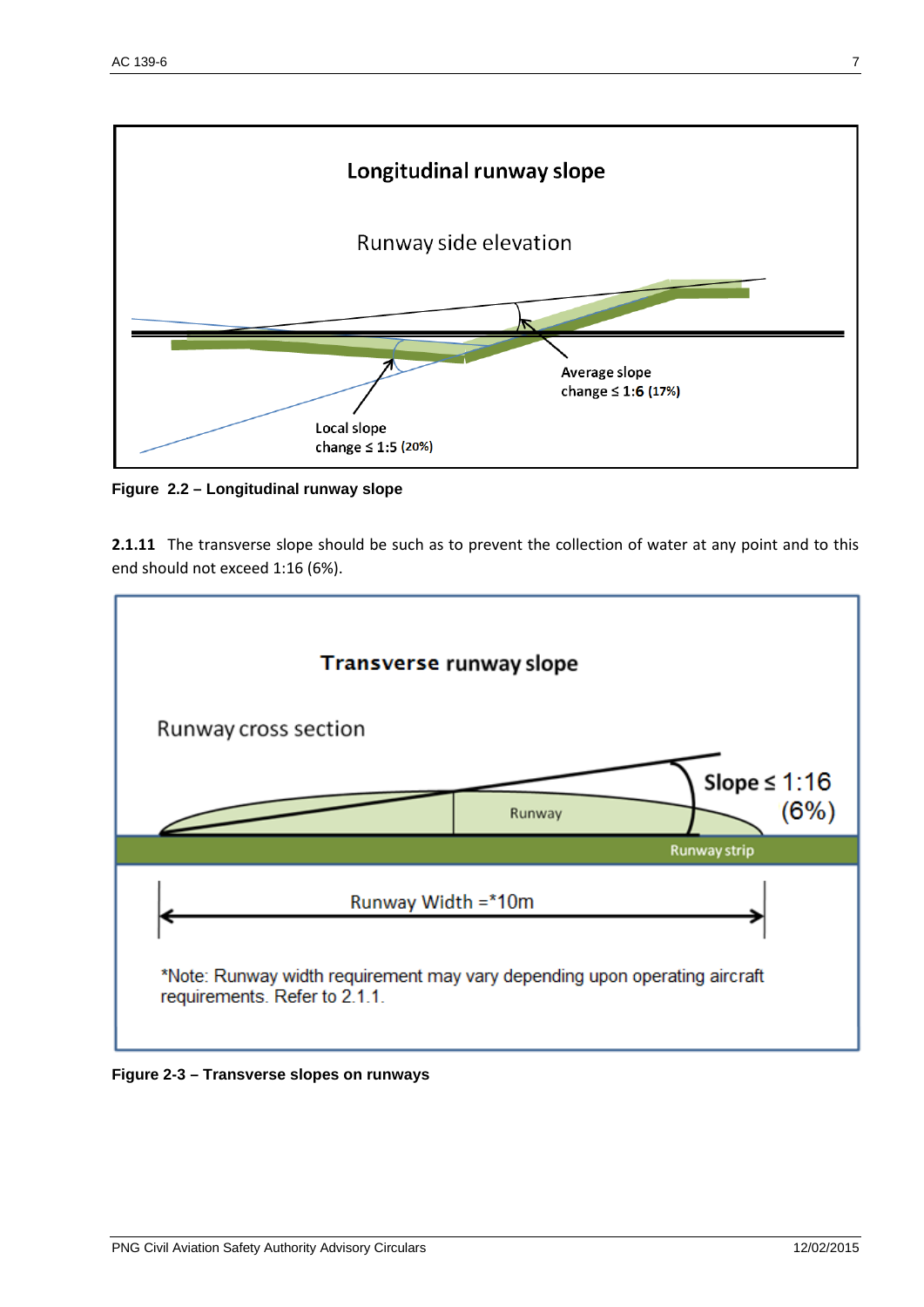**Longitudinal runway slope**

Runway side elevation

Average slope change ≤ 1:6 (17%)

Local slope change ≤ 1:5 (20%)

**Figure 2.2 – Longitudinal runway slope**

**2.1.11** The transverse slope should be such as to prevent the collection of water at any point and to this end should not exceed 1:16 (6%).

**Transverse runway slope**

Runway cross section

Slope ≤ 1:16 (6%)

Runway

Runway strip

Runway Width =*10m

*Note: Runway width requirement may vary depending upon operating aircraft requirements. Refer to 2.1.1.

**Figure 2-3 – Transverse slopes on runways**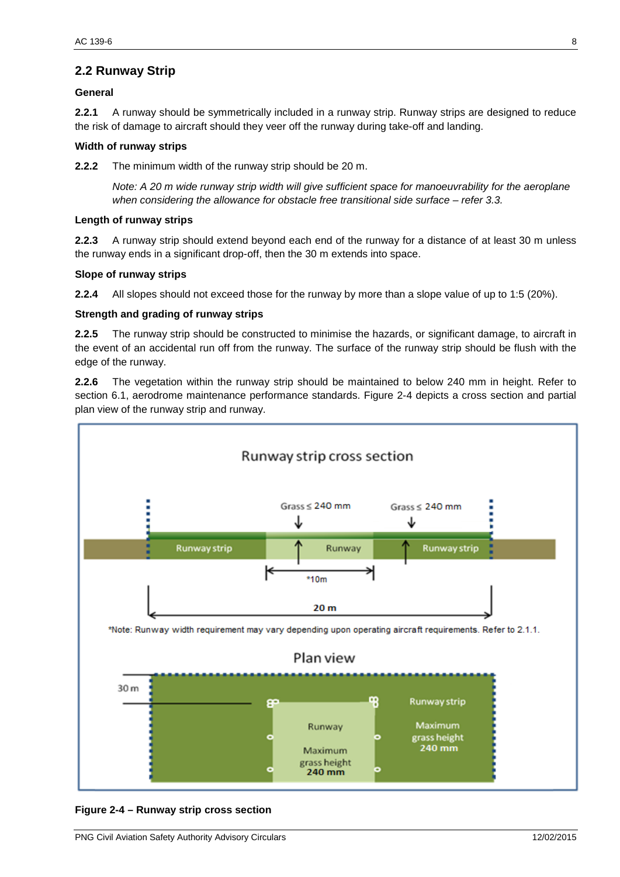## 2.2 Runway Strip

### General

**2.2.1** A runway should be symmetrically included in a runway strip. Runway strips are designed to reduce the risk of damage to aircraft should they veer off the runway during take-off and landing.

### Width of runway strips

**2.2.2** The minimum width of the runway strip should be 20 m.

*Note: A 20 m wide runway strip width will give sufficient space for manoeuvrability for the aeroplane when considering the allowance for obstacle free transitional side surface – refer 3.3.*

### Length of runway strips

**2.2.3** A runway strip should extend beyond each end of the runway for a distance of at least 30 m unless the runway ends in a significant drop-off, then the 30 m extends into space.

### Slope of runway strips

**2.2.4** All slopes should not exceed those for the runway by more than a slope value of up to 1:5 (20%).

### Strength and grading of runway strips

**2.2.5** The runway strip should be constructed to minimise the hazards, or significant damage, to aircraft in the event of an accidental run off from the runway. The surface of the runway strip should be flush with the edge of the runway.

**2.2.6** The vegetation within the runway strip should be maintained to below 240 mm in height. Refer to section 6.1, aerodrome maintenance performance standards. Figure 2-4 depicts a cross section and partial plan view of the runway strip and runway.

Runway strip cross section

Grass ≤ 240 mm | Grass ≤ 240 mm

Runway strip | Runway | Runway strip

*10m

20 m

*Note: Runway width requirement may vary depending upon operating aircraft requirements. Refer to 2.1.1.

Plan view

30 m

Runway — Maximum grass height 240 mm

Runway strip — Maximum grass height 240 mm

**Figure 2-4 – Runway strip cross section**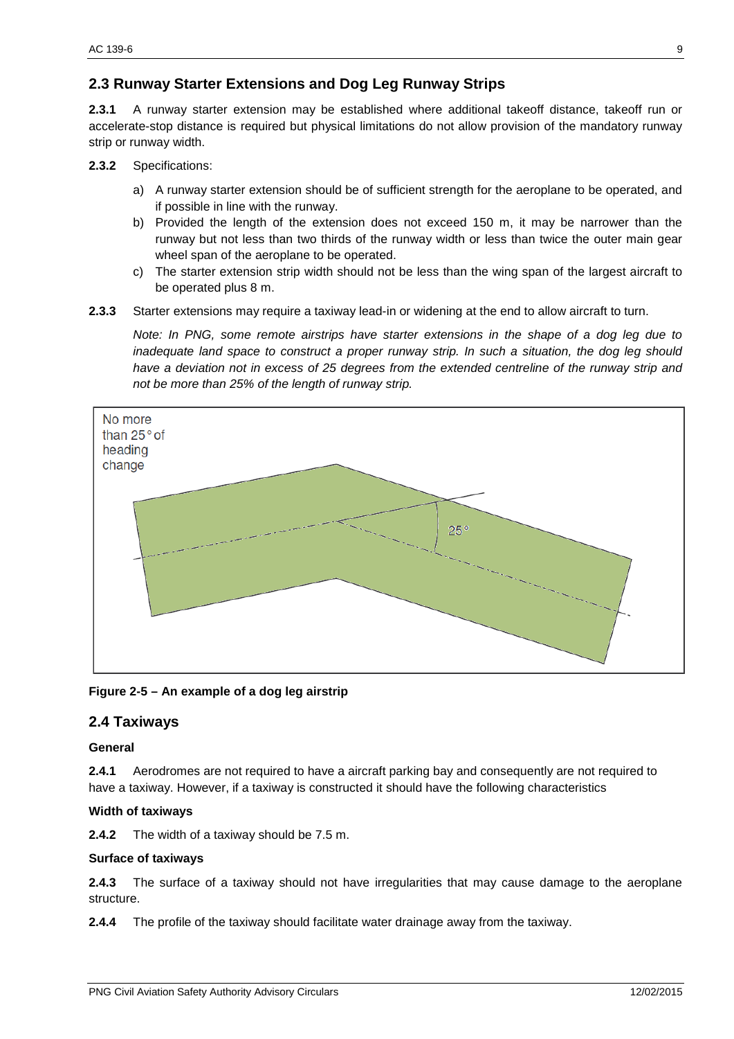## 2.3 Runway Starter Extensions and Dog Leg Runway Strips

**2.3.1** A runway starter extension may be established where additional takeoff distance, takeoff run or accelerate-stop distance is required but physical limitations do not allow provision of the mandatory runway strip or runway width.

**2.3.2** Specifications:

a) A runway starter extension should be of sufficient strength for the aeroplane to be operated, and if possible in line with the runway.

b) Provided the length of the extension does not exceed 150 m, it may be narrower than the runway but not less than two thirds of the runway width or less than twice the outer main gear wheel span of the aeroplane to be operated.

c) The starter extension strip width should not be less than the wing span of the largest aircraft to be operated plus 8 m.

**2.3.3** Starter extensions may require a taxiway lead-in or widening at the end to allow aircraft to turn.

*Note: In PNG, some remote airstrips have starter extensions in the shape of a dog leg due to inadequate land space to construct a proper runway strip. In such a situation, the dog leg should have a deviation not in excess of 25 degrees from the extended centreline of the runway strip and not be more than 25% of the length of runway strip.*

No more than 25° of heading change

25°

**Figure 2-5 – An example of a dog leg airstrip**

## 2.4 Taxiways

### General

**2.4.1** Aerodromes are not required to have a aircraft parking bay and consequently are not required to have a taxiway. However, if a taxiway is constructed it should have the following characteristics

### Width of taxiways

**2.4.2** The width of a taxiway should be 7.5 m.

### Surface of taxiways

**2.4.3** The surface of a taxiway should not have irregularities that may cause damage to the aeroplane structure.

**2.4.4** The profile of the taxiway should facilitate water drainage away from the taxiway.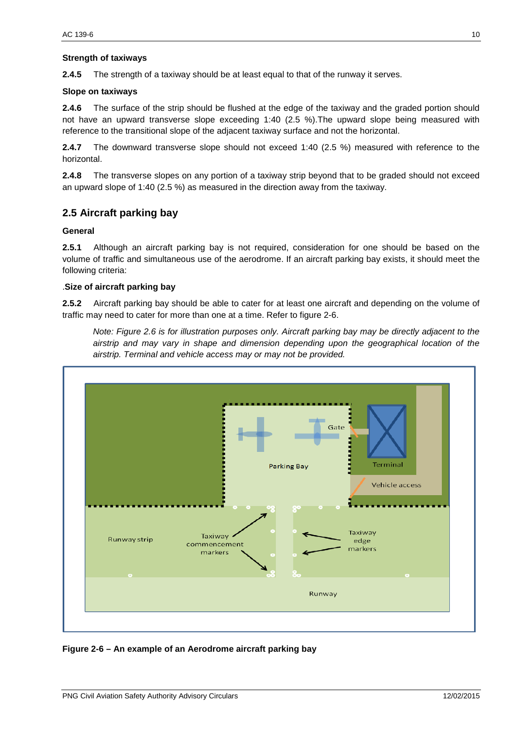**Strength of taxiways**

**2.4.5** The strength of a taxiway should be at least equal to that of the runway it serves.

**Slope on taxiways**

**2.4.6** The surface of the strip should be flushed at the edge of the taxiway and the graded portion should not have an upward transverse slope exceeding 1:40 (2.5 %).The upward slope being measured with reference to the transitional slope of the adjacent taxiway surface and not the horizontal.

**2.4.7** The downward transverse slope should not exceed 1:40 (2.5 %) measured with reference to the horizontal.

**2.4.8** The transverse slopes on any portion of a taxiway strip beyond that to be graded should not exceed an upward slope of 1:40 (2.5 %) as measured in the direction away from the taxiway.

## 2.5 Aircraft parking bay

**General**

**2.5.1** Although an aircraft parking bay is not required, consideration for one should be based on the volume of traffic and simultaneous use of the aerodrome. If an aircraft parking bay exists, it should meet the following criteria:

**.Size of aircraft parking bay**

**2.5.2** Aircraft parking bay should be able to cater for at least one aircraft and depending on the volume of traffic may need to cater for more than one at a time. Refer to figure 2-6.

*Note: Figure 2.6 is for illustration purposes only. Aircraft parking bay may be directly adjacent to the airstrip and may vary in shape and dimension depending upon the geographical location of the airstrip. Terminal and vehicle access may or may not be provided.*

**Figure 2-6 – An example of an Aerodrome aircraft parking bay**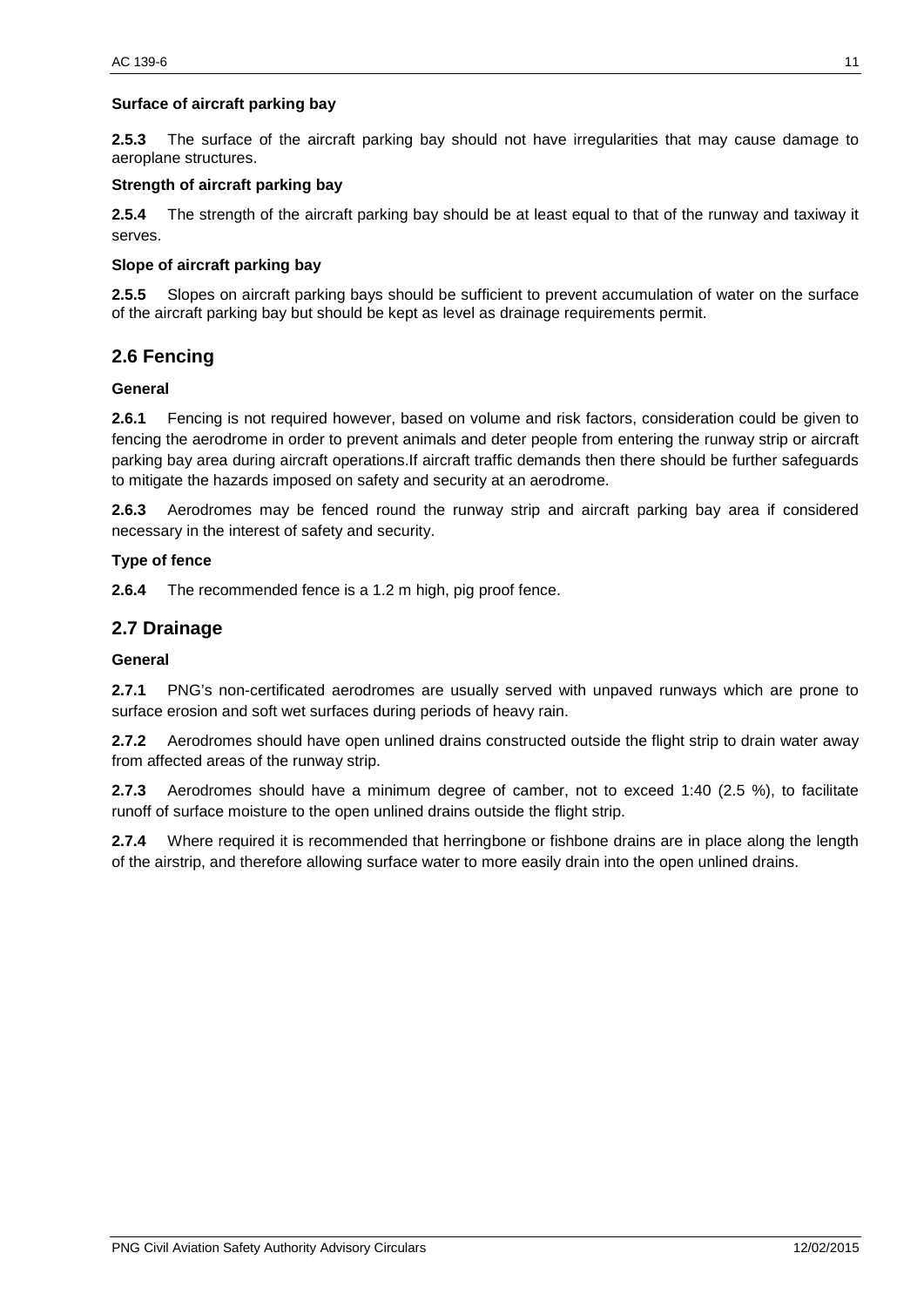**Surface of aircraft parking bay**

**2.5.3** The surface of the aircraft parking bay should not have irregularities that may cause damage to aeroplane structures.

**Strength of aircraft parking bay**

**2.5.4** The strength of the aircraft parking bay should be at least equal to that of the runway and taxiway it serves.

**Slope of aircraft parking bay**

**2.5.5** Slopes on aircraft parking bays should be sufficient to prevent accumulation of water on the surface of the aircraft parking bay but should be kept as level as drainage requirements permit.

## 2.6 Fencing

**General**

**2.6.1** Fencing is not required however, based on volume and risk factors, consideration could be given to fencing the aerodrome in order to prevent animals and deter people from entering the runway strip or aircraft parking bay area during aircraft operations.If aircraft traffic demands then there should be further safeguards to mitigate the hazards imposed on safety and security at an aerodrome.

**2.6.3** Aerodromes may be fenced round the runway strip and aircraft parking bay area if considered necessary in the interest of safety and security.

**Type of fence**

**2.6.4** The recommended fence is a 1.2 m high, pig proof fence.

## 2.7 Drainage

**General**

**2.7.1** PNG's non-certificated aerodromes are usually served with unpaved runways which are prone to surface erosion and soft wet surfaces during periods of heavy rain.

**2.7.2** Aerodromes should have open unlined drains constructed outside the flight strip to drain water away from affected areas of the runway strip.

**2.7.3** Aerodromes should have a minimum degree of camber, not to exceed 1:40 (2.5 %), to facilitate runoff of surface moisture to the open unlined drains outside the flight strip.

**2.7.4** Where required it is recommended that herringbone or fishbone drains are in place along the length of the airstrip, and therefore allowing surface water to more easily drain into the open unlined drains.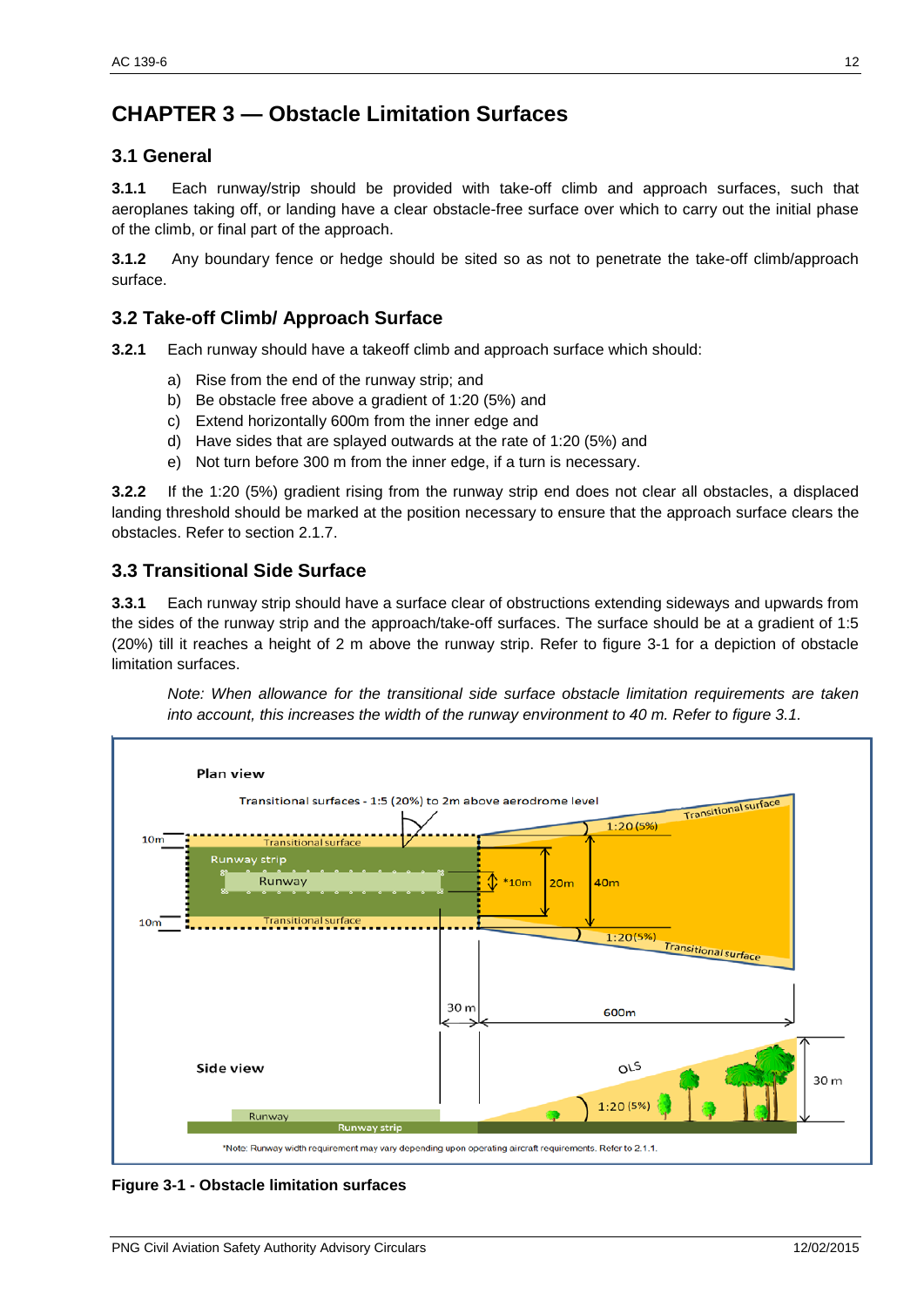# CHAPTER 3 — Obstacle Limitation Surfaces

## 3.1 General

**3.1.1** Each runway/strip should be provided with take-off climb and approach surfaces, such that aeroplanes taking off, or landing have a clear obstacle-free surface over which to carry out the initial phase of the climb, or final part of the approach.

**3.1.2** Any boundary fence or hedge should be sited so as not to penetrate the take-off climb/approach surface.

## 3.2 Take-off Climb/ Approach Surface

**3.2.1** Each runway should have a takeoff climb and approach surface which should:

a) Rise from the end of the runway strip; and
b) Be obstacle free above a gradient of 1:20 (5%) and
c) Extend horizontally 600m from the inner edge and
d) Have sides that are splayed outwards at the rate of 1:20 (5%) and
e) Not turn before 300 m from the inner edge, if a turn is necessary.

**3.2.2** If the 1:20 (5%) gradient rising from the runway strip end does not clear all obstacles, a displaced landing threshold should be marked at the position necessary to ensure that the approach surface clears the obstacles. Refer to section 2.1.7.

## 3.3 Transitional Side Surface

**3.3.1** Each runway strip should have a surface clear of obstructions extending sideways and upwards from the sides of the runway strip and the approach/take-off surfaces. The surface should be at a gradient of 1:5 (20%) till it reaches a height of 2 m above the runway strip. Refer to figure 3-1 for a depiction of obstacle limitation surfaces.

*Note: When allowance for the transitional side surface obstacle limitation requirements are taken into account, this increases the width of the runway environment to 40 m. Refer to figure 3.1.*

**Figure 3-1 - Obstacle limitation surfaces**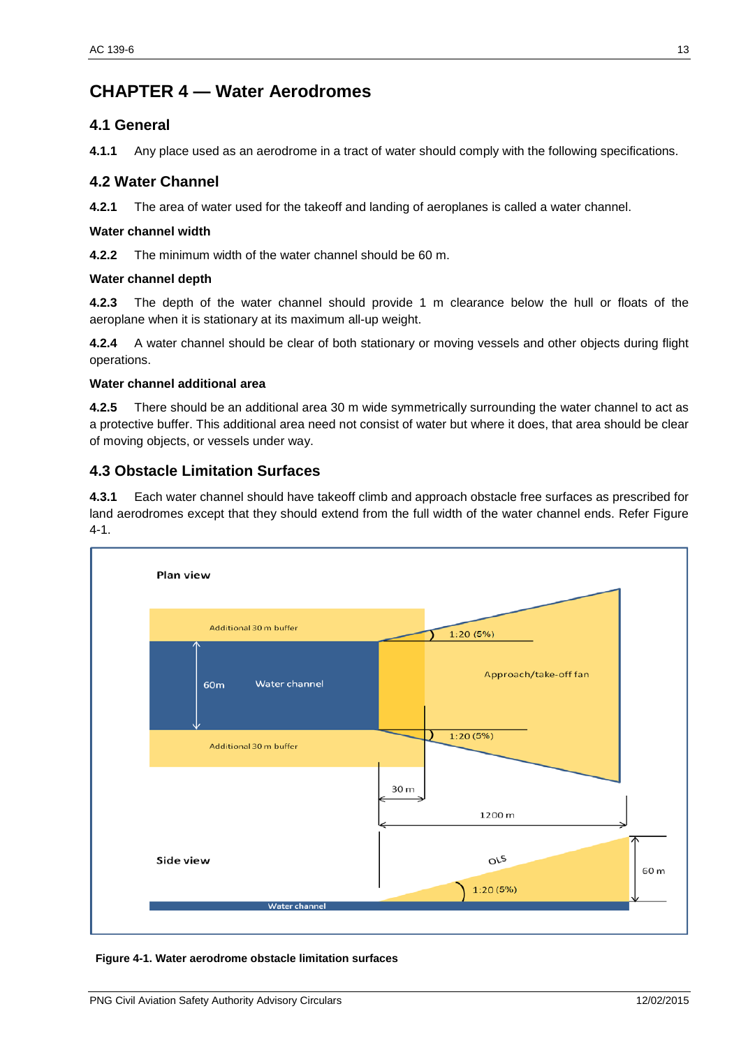# CHAPTER 4 — Water Aerodromes

## 4.1 General

**4.1.1** Any place used as an aerodrome in a tract of water should comply with the following specifications.

## 4.2 Water Channel

**4.2.1** The area of water used for the takeoff and landing of aeroplanes is called a water channel.

**Water channel width**

**4.2.2** The minimum width of the water channel should be 60 m.

**Water channel depth**

**4.2.3** The depth of the water channel should provide 1 m clearance below the hull or floats of the aeroplane when it is stationary at its maximum all-up weight.

**4.2.4** A water channel should be clear of both stationary or moving vessels and other objects during flight operations.

**Water channel additional area**

**4.2.5** There should be an additional area 30 m wide symmetrically surrounding the water channel to act as a protective buffer. This additional area need not consist of water but where it does, that area should be clear of moving objects, or vessels under way.

## 4.3 Obstacle Limitation Surfaces

**4.3.1** Each water channel should have takeoff climb and approach obstacle free surfaces as prescribed for land aerodromes except that they should extend from the full width of the water channel ends. Refer Figure 4-1.

**Figure 4-1. Water aerodrome obstacle limitation surfaces**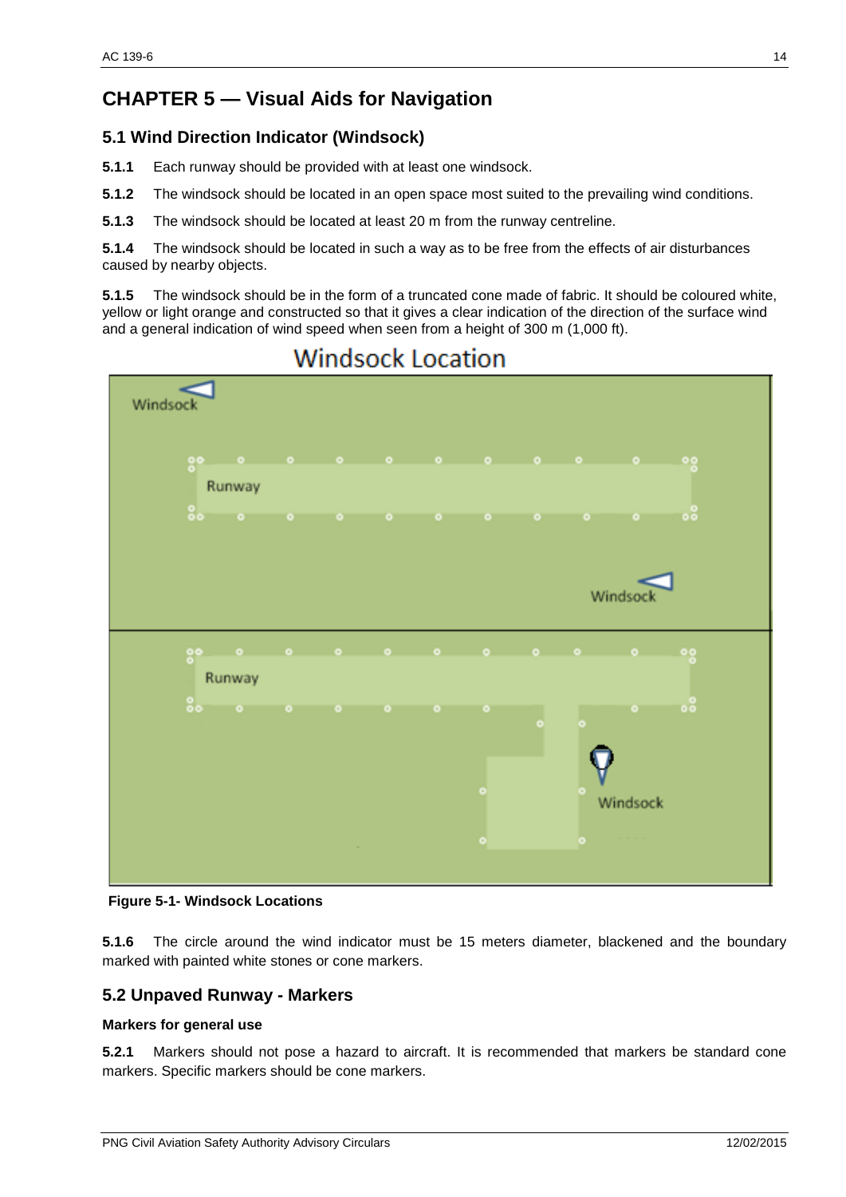# CHAPTER 5 — Visual Aids for Navigation

## 5.1 Wind Direction Indicator (Windsock)

**5.1.1** Each runway should be provided with at least one windsock.

**5.1.2** The windsock should be located in an open space most suited to the prevailing wind conditions.

**5.1.3** The windsock should be located at least 20 m from the runway centreline.

**5.1.4** The windsock should be located in such a way as to be free from the effects of air disturbances caused by nearby objects.

**5.1.5** The windsock should be in the form of a truncated cone made of fabric. It should be coloured white, yellow or light orange and constructed so that it gives a clear indication of the direction of the surface wind and a general indication of wind speed when seen from a height of 300 m (1,000 ft).

Windsock Location

Windsock

Runway

Windsock

Runway

Windsock

**Figure 5-1- Windsock Locations**

**5.1.6** The circle around the wind indicator must be 15 meters diameter, blackened and the boundary marked with painted white stones or cone markers.

## 5.2 Unpaved Runway - Markers

**Markers for general use**

**5.2.1** Markers should not pose a hazard to aircraft. It is recommended that markers be standard cone markers. Specific markers should be cone markers.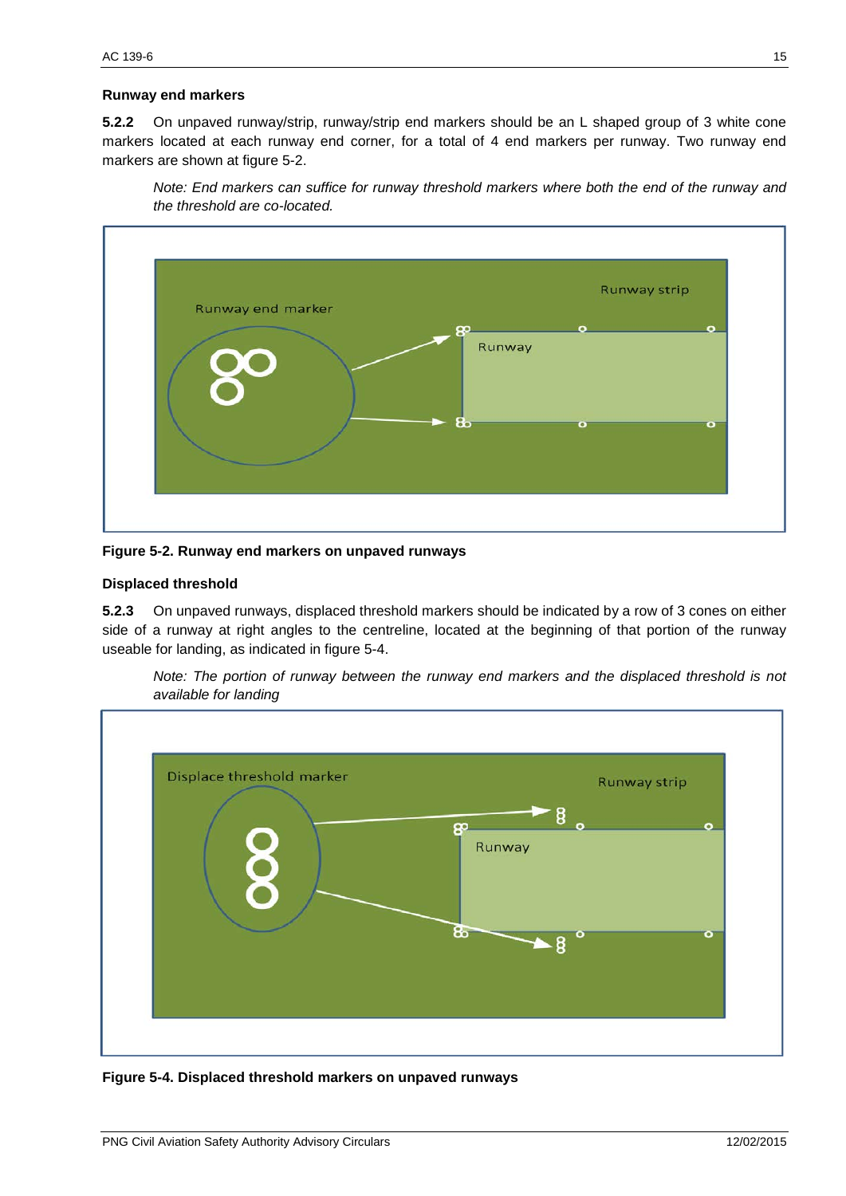### Runway end markers

**5.2.2** On unpaved runway/strip, runway/strip end markers should be an L shaped group of 3 white cone markers located at each runway end corner, for a total of 4 end markers per runway. Two runway end markers are shown at figure 5-2.

> *Note: End markers can suffice for runway threshold markers where both the end of the runway and the threshold are co-located.*

**Figure 5-2. Runway end markers on unpaved runways**

### Displaced threshold

**5.2.3** On unpaved runways, displaced threshold markers should be indicated by a row of 3 cones on either side of a runway at right angles to the centreline, located at the beginning of that portion of the runway useable for landing, as indicated in figure 5-4.

> *Note: The portion of runway between the runway end markers and the displaced threshold is not available for landing*

**Figure 5-4. Displaced threshold markers on unpaved runways**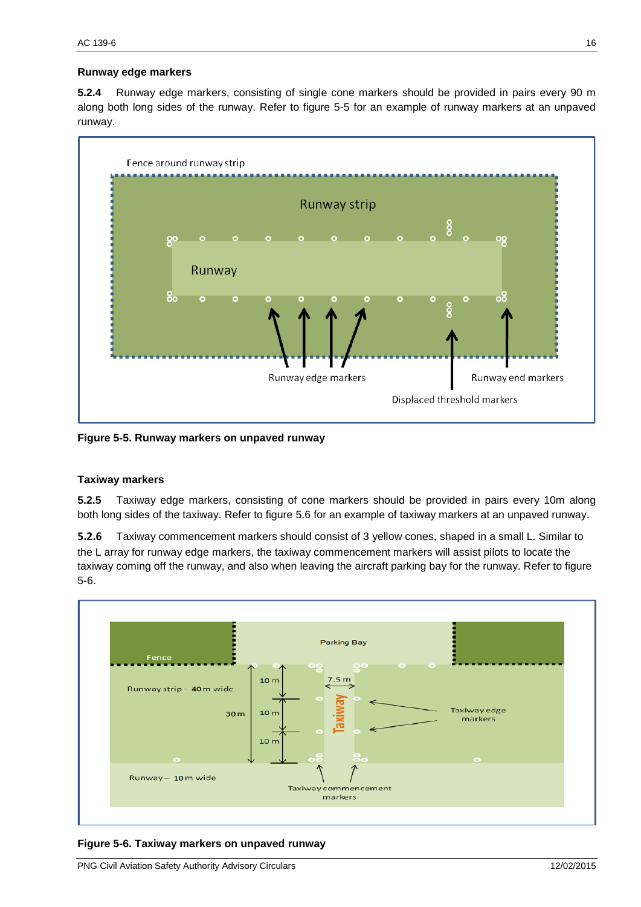### Runway edge markers

**5.2.4** Runway edge markers, consisting of single cone markers should be provided in pairs every 90 m along both long sides of the runway. Refer to figure 5-5 for an example of runway markers at an unpaved runway.

**Figure 5-5. Runway markers on unpaved runway**

### Taxiway markers

**5.2.5** Taxiway edge markers, consisting of cone markers should be provided in pairs every 10m along both long sides of the taxiway. Refer to figure 5.6 for an example of taxiway markers at an unpaved runway.

**5.2.6** Taxiway commencement markers should consist of 3 yellow cones, shaped in a small L. Similar to the L array for runway edge markers, the taxiway commencement markers will assist pilots to locate the taxiway coming off the runway, and also when leaving the aircraft parking bay for the runway. Refer to figure 5-6.

**Figure 5-6. Taxiway markers on unpaved runway**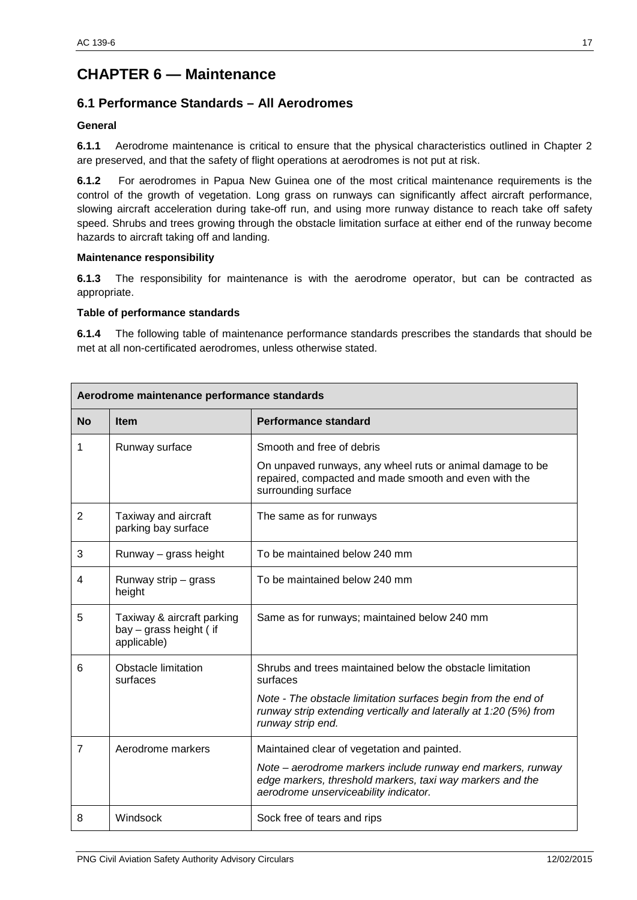# CHAPTER 6 — Maintenance

## 6.1 Performance Standards – All Aerodromes

**General**

**6.1.1** Aerodrome maintenance is critical to ensure that the physical characteristics outlined in Chapter 2 are preserved, and that the safety of flight operations at aerodromes is not put at risk.

**6.1.2** For aerodromes in Papua New Guinea one of the most critical maintenance requirements is the control of the growth of vegetation. Long grass on runways can significantly affect aircraft performance, slowing aircraft acceleration during take-off run, and using more runway distance to reach take off safety speed. Shrubs and trees growing through the obstacle limitation surface at either end of the runway become hazards to aircraft taking off and landing.

**Maintenance responsibility**

**6.1.3** The responsibility for maintenance is with the aerodrome operator, but can be contracted as appropriate.

**Table of performance standards**

**6.1.4** The following table of maintenance performance standards prescribes the standards that should be met at all non-certificated aerodromes, unless otherwise stated.

| Aerodrome maintenance performance standards | | |
|---|---|---|
| **No** | **Item** | **Performance standard** |
| 1 | Runway surface | Smooth and free of debris<br><br>On unpaved runways, any wheel ruts or animal damage to be repaired, compacted and made smooth and even with the surrounding surface |
| 2 | Taxiway and aircraft parking bay surface | The same as for runways |
| 3 | Runway – grass height | To be maintained below 240 mm |
| 4 | Runway strip – grass height | To be maintained below 240 mm |
| 5 | Taxiway & aircraft parking bay – grass height ( if applicable) | Same as for runways; maintained below 240 mm |
| 6 | Obstacle limitation surfaces | Shrubs and trees maintained below the obstacle limitation surfaces<br><br>*Note - The obstacle limitation surfaces begin from the end of runway strip extending vertically and laterally at 1:20 (5%) from runway strip end.* |
| 7 | Aerodrome markers | Maintained clear of vegetation and painted.<br><br>*Note – aerodrome markers include runway end markers, runway edge markers, threshold markers, taxi way markers and the aerodrome unserviceability indicator.* |
| 8 | Windsock | Sock free of tears and rips |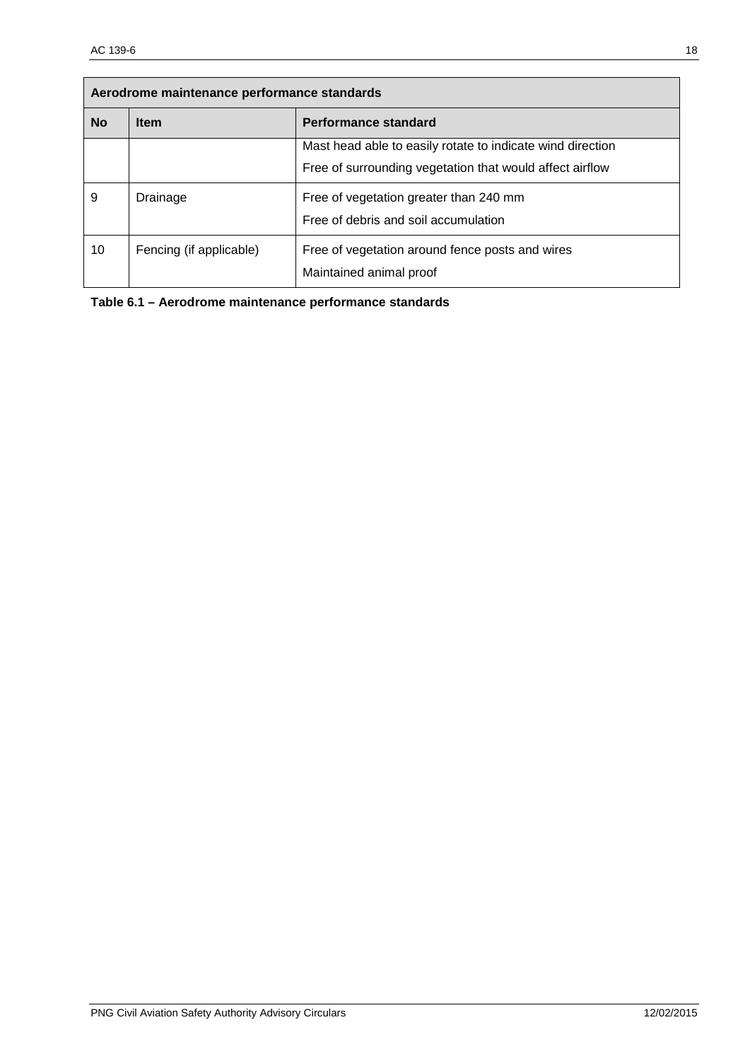| Aerodrome maintenance performance standards | | |
|---|---|---|
| **No** | **Item** | **Performance standard** |
| | | Mast head able to easily rotate to indicate wind direction<br>Free of surrounding vegetation that would affect airflow |
| 9 | Drainage | Free of vegetation greater than 240 mm<br>Free of debris and soil accumulation |
| 10 | Fencing (if applicable) | Free of vegetation around fence posts and wires<br>Maintained animal proof |

**Table 6.1 – Aerodrome maintenance performance standards**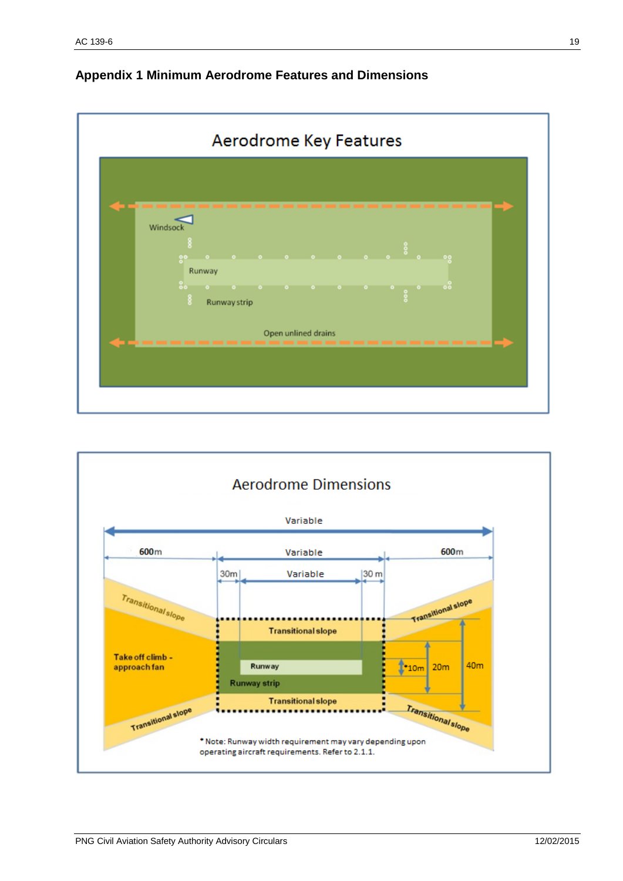## Appendix 1 Minimum Aerodrome Features and Dimensions

Aerodrome Key Features

Windsock

Runway

Runway strip

Open unlined drains

Aerodrome Dimensions

Variable

600m | Variable | 600m

30m | Variable | 30 m

Transitional slope

Take off climb - approach fan

Runway

Runway strip

*10m | 20m | 40m

* Note: Runway width requirement may vary depending upon operating aircraft requirements. Refer to 2.1.1.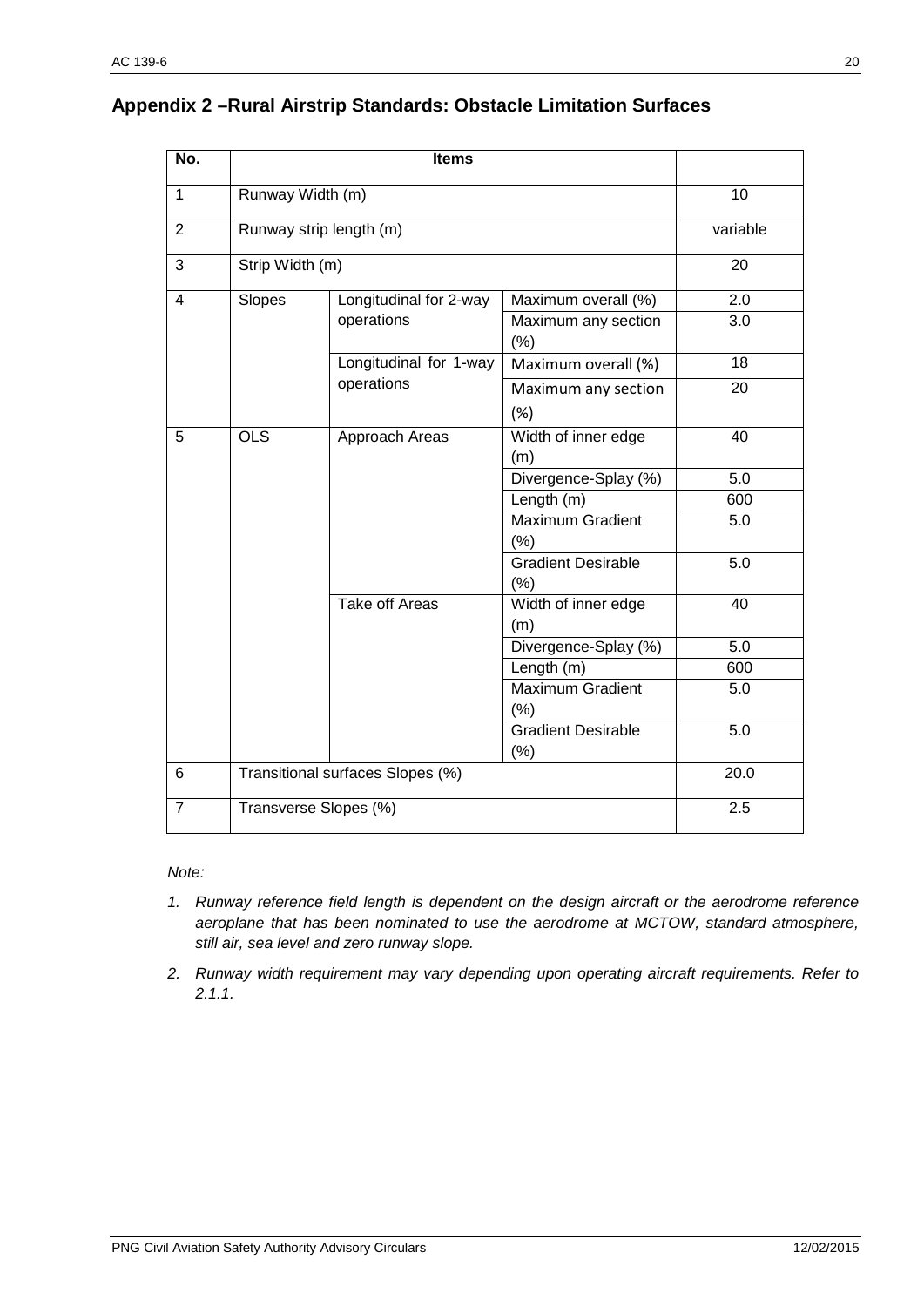## Appendix 2 –Rural Airstrip Standards: Obstacle Limitation Surfaces

| No. | Items | | | |
|---|---|---|---|---|
| 1 | Runway Width (m) | | | 10 |
| 2 | Runway strip length (m) | | | variable |
| 3 | Strip Width (m) | | | 20 |
| 4 | Slopes | Longitudinal for 2-way operations | Maximum overall (%) | 2.0 |
| | | | Maximum any section (%) | 3.0 |
| | | Longitudinal for 1-way operations | Maximum overall (%) | 18 |
| | | | Maximum any section (%) | 20 |
| 5 | OLS | Approach Areas | Width of inner edge (m) | 40 |
| | | | Divergence-Splay (%) | 5.0 |
| | | | Length (m) | 600 |
| | | | Maximum Gradient (%) | 5.0 |
| | | | Gradient Desirable (%) | 5.0 |
| | | Take off Areas | Width of inner edge (m) | 40 |
| | | | Divergence-Splay (%) | 5.0 |
| | | | Length (m) | 600 |
| | | | Maximum Gradient (%) | 5.0 |
| | | | Gradient Desirable (%) | 5.0 |
| 6 | Transitional surfaces Slopes (%) | | | 20.0 |
| 7 | Transverse Slopes (%) | | | 2.5 |

*Note:*

1. *Runway reference field length is dependent on the design aircraft or the aerodrome reference aeroplane that has been nominated to use the aerodrome at MCTOW, standard atmosphere, still air, sea level and zero runway slope.*
2. *Runway width requirement may vary depending upon operating aircraft requirements. Refer to 2.1.1.*